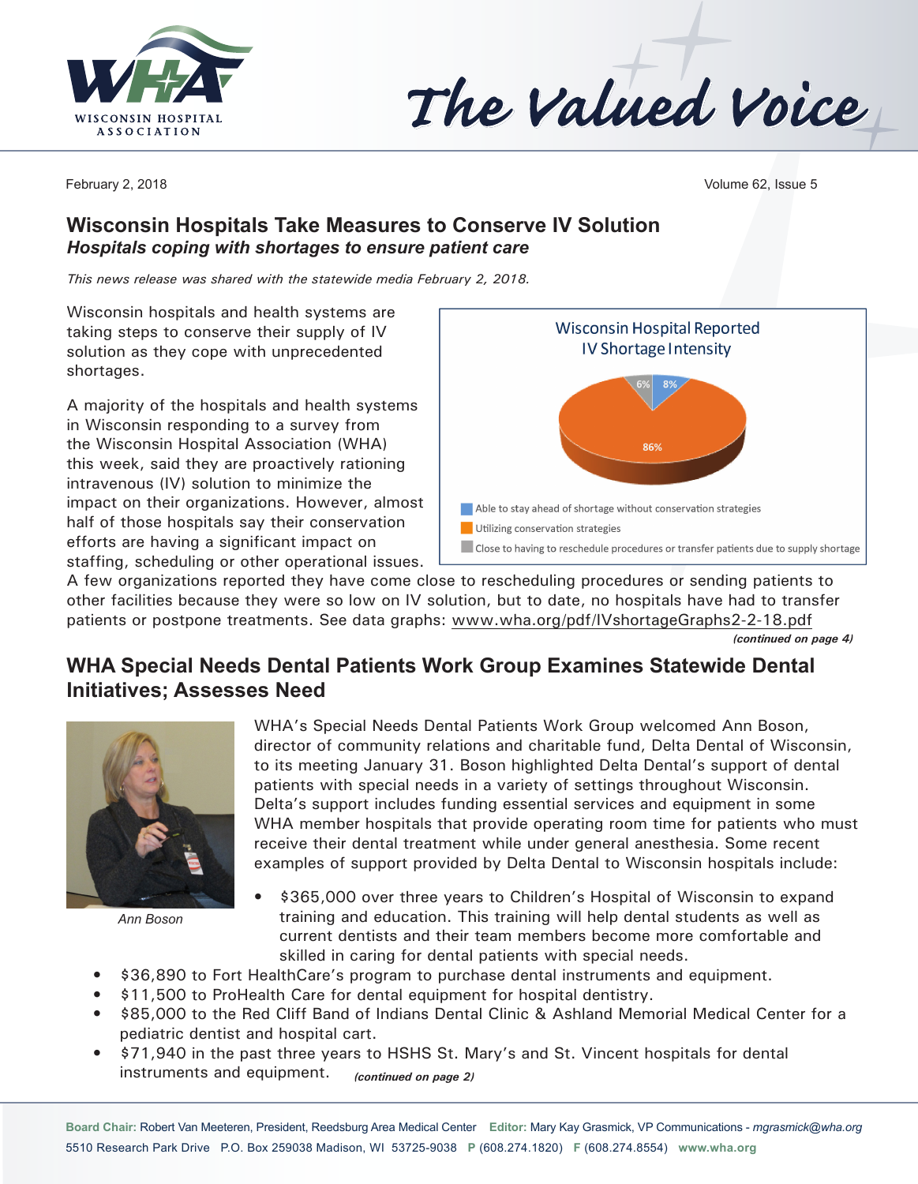# The Valued Voice

February 2, 2018

## Wisconsin Hospitals Take Measures to Conserve IV Solution

***Hospitals coping with shortages to ensure patient care***

*This news release was shared with the statewide media February 2, 2018.*

Wisconsin hospitals and health systems are taking steps to conserve their supply of IV solution as they cope with unprecedented shortages.

A majority of the hospitals and health systems in Wisconsin responding to a survey from the Wisconsin Hospital Association (WHA) this week, said they are proactively rationing intravenous (IV) solution to minimize the impact on their organizations. However, almost half of those hospitals say their conservation efforts are having a significant impact on staffing, scheduling or other operational issues. A few organizations reported they have come close to rescheduling procedures or sending patients to other facilities because they were so low on IV solution, but to date, no hospitals have had to transfer patients or postpone treatments. See data graphs: www.wha.org/pdf/IVshortageGraphs2-2-18.pdf

**Wisconsin Hospital Reported IV Shortage Intensity**

| Category | Percent |
| --- | --- |
| Able to stay ahead of shortage without conservation strategies | 8% |
| Utilizing conservation strategies | 86% |
| Close to having to reschedule procedures or transfer patients due to supply shortage | 6% |

***(continued on page 4)***

## WHA Special Needs Dental Patients Work Group Examines Statewide Dental Initiatives; Assesses Need

*Ann Boson*

WHA's Special Needs Dental Patients Work Group welcomed Ann Boson, director of community relations and charitable fund, Delta Dental of Wisconsin, to its meeting January 31. Boson highlighted Delta Dental's support of dental patients with special needs in a variety of settings throughout Wisconsin. Delta's support includes funding essential services and equipment in some WHA member hospitals that provide operating room time for patients who must receive their dental treatment while under general anesthesia. Some recent examples of support provided by Delta Dental to Wisconsin hospitals include:

- $365,000 over three years to Children's Hospital of Wisconsin to expand training and education. This training will help dental students as well as current dentists and their team members become more comfortable and skilled in caring for dental patients with special needs.
- $36,890 to Fort HealthCare's program to purchase dental instruments and equipment.
- $11,500 to ProHealth Care for dental equipment for hospital dentistry.
- $85,000 to the Red Cliff Band of Indians Dental Clinic & Ashland Memorial Medical Center for a pediatric dentist and hospital cart.
- $71,940 in the past three years to HSHS St. Mary's and St. Vincent hospitals for dental instruments and equipment. ***(continued on page 2)***

**Board Chair:** Robert Van Meeteren, President, Reedsburg Area Medical Center **Editor:** Mary Kay Grasmick, VP Communications - *mgrasmick@wha.org*
5510 Research Park Drive P.O. Box 259038 Madison, WI 53725-9038 **P** (608.274.1820) **F** (608.274.8554) **www.wha.org**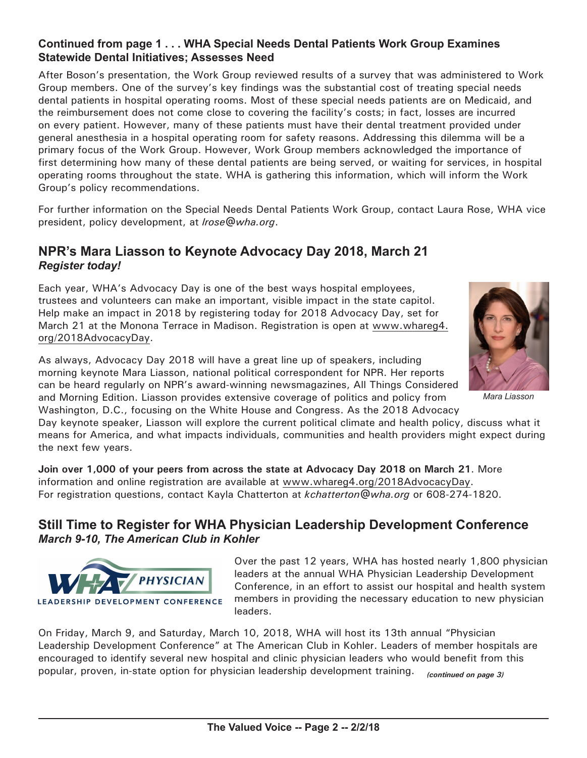## Continued from page 1 . . . WHA Special Needs Dental Patients Work Group Examines Statewide Dental Initiatives; Assesses Need

After Boson's presentation, the Work Group reviewed results of a survey that was administered to Work Group members. One of the survey's key findings was the substantial cost of treating special needs dental patients in hospital operating rooms. Most of these special needs patients are on Medicaid, and the reimbursement does not come close to covering the facility's costs; in fact, losses are incurred on every patient. However, many of these patients must have their dental treatment provided under general anesthesia in a hospital operating room for safety reasons. Addressing this dilemma will be a primary focus of the Work Group. However, Work Group members acknowledged the importance of first determining how many of these dental patients are being served, or waiting for services, in hospital operating rooms throughout the state. WHA is gathering this information, which will inform the Work Group's policy recommendations.

For further information on the Special Needs Dental Patients Work Group, contact Laura Rose, WHA vice president, policy development, at *lrose@wha.org*.

## NPR's Mara Liasson to Keynote Advocacy Day 2018, March 21
***Register today!***

Each year, WHA's Advocacy Day is one of the best ways hospital employees, trustees and volunteers can make an important, visible impact in the state capitol. Help make an impact in 2018 by registering today for 2018 Advocacy Day, set for March 21 at the Monona Terrace in Madison. Registration is open at www.whareg4.org/2018AdvocacyDay.

*Mara Liasson*

As always, Advocacy Day 2018 will have a great line up of speakers, including morning keynote Mara Liasson, national political correspondent for NPR. Her reports can be heard regularly on NPR's award-winning newsmagazines, All Things Considered and Morning Edition. Liasson provides extensive coverage of politics and policy from Washington, D.C., focusing on the White House and Congress. As the 2018 Advocacy Day keynote speaker, Liasson will explore the current political climate and health policy, discuss what it means for America, and what impacts individuals, communities and health providers might expect during the next few years.

**Join over 1,000 of your peers from across the state at Advocacy Day 2018 on March 21**. More information and online registration are available at www.whareg4.org/2018AdvocacyDay. For registration questions, contact Kayla Chatterton at *kchatterton@wha.org* or 608-274-1820.

## Still Time to Register for WHA Physician Leadership Development Conference
***March 9-10, The American Club in Kohler***

Over the past 12 years, WHA has hosted nearly 1,800 physician leaders at the annual WHA Physician Leadership Development Conference, in an effort to assist our hospital and health system members in providing the necessary education to new physician leaders.

On Friday, March 9, and Saturday, March 10, 2018, WHA will host its 13th annual "Physician Leadership Development Conference" at The American Club in Kohler. Leaders of member hospitals are encouraged to identify several new hospital and clinic physician leaders who would benefit from this popular, proven, in-state option for physician leadership development training. ***(continued on page 3)***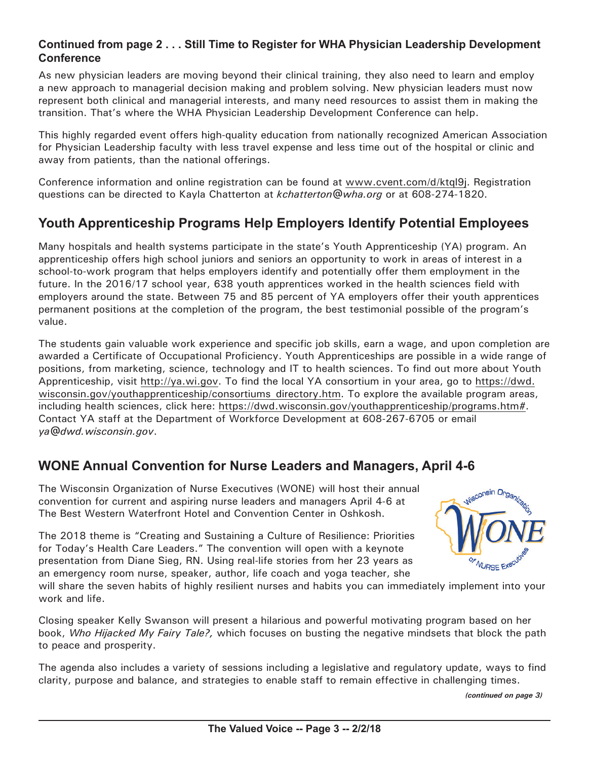**Continued from page 2 . . . Still Time to Register for WHA Physician Leadership Development Conference**

As new physician leaders are moving beyond their clinical training, they also need to learn and employ a new approach to managerial decision making and problem solving. New physician leaders must now represent both clinical and managerial interests, and many need resources to assist them in making the transition. That's where the WHA Physician Leadership Development Conference can help.

This highly regarded event offers high-quality education from nationally recognized American Association for Physician Leadership faculty with less travel expense and less time out of the hospital or clinic and away from patients, than the national offerings.

Conference information and online registration can be found at www.cvent.com/d/ktql9j. Registration questions can be directed to Kayla Chatterton at *kchatterton@wha.org* or at 608-274-1820.

## Youth Apprenticeship Programs Help Employers Identify Potential Employees

Many hospitals and health systems participate in the state's Youth Apprenticeship (YA) program. An apprenticeship offers high school juniors and seniors an opportunity to work in areas of interest in a school-to-work program that helps employers identify and potentially offer them employment in the future. In the 2016/17 school year, 638 youth apprentices worked in the health sciences field with employers around the state. Between 75 and 85 percent of YA employers offer their youth apprentices permanent positions at the completion of the program, the best testimonial possible of the program's value.

The students gain valuable work experience and specific job skills, earn a wage, and upon completion are awarded a Certificate of Occupational Proficiency. Youth Apprenticeships are possible in a wide range of positions, from marketing, science, technology and IT to health sciences. To find out more about Youth Apprenticeship, visit http://ya.wi.gov. To find the local YA consortium in your area, go to https://dwd.wisconsin.gov/youthapprenticeship/consortiums_directory.htm. To explore the available program areas, including health sciences, click here: https://dwd.wisconsin.gov/youthapprenticeship/programs.htm#. Contact YA staff at the Department of Workforce Development at 608-267-6705 or email *ya@dwd.wisconsin.gov*.

## WONE Annual Convention for Nurse Leaders and Managers, April 4-6

The Wisconsin Organization of Nurse Executives (WONE) will host their annual convention for current and aspiring nurse leaders and managers April 4-6 at The Best Western Waterfront Hotel and Convention Center in Oshkosh.

The 2018 theme is "Creating and Sustaining a Culture of Resilience: Priorities for Today's Health Care Leaders." The convention will open with a keynote presentation from Diane Sieg, RN. Using real-life stories from her 23 years as an emergency room nurse, speaker, author, life coach and yoga teacher, she will share the seven habits of highly resilient nurses and habits you can immediately implement into your work and life.

Closing speaker Kelly Swanson will present a hilarious and powerful motivating program based on her book, *Who Hijacked My Fairy Tale?,* which focuses on busting the negative mindsets that block the path to peace and prosperity.

The agenda also includes a variety of sessions including a legislative and regulatory update, ways to find clarity, purpose and balance, and strategies to enable staff to remain effective in challenging times.

*(continued on page 3)*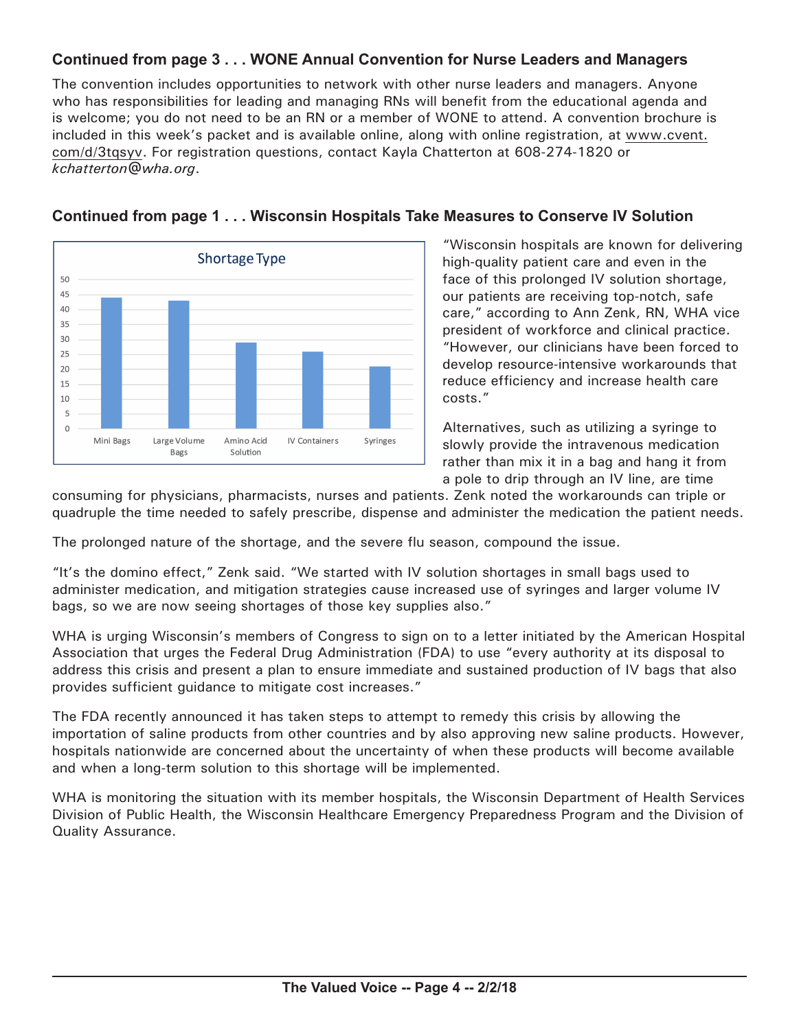### Continued from page 3 . . . WONE Annual Convention for Nurse Leaders and Managers

The convention includes opportunities to network with other nurse leaders and managers. Anyone who has responsibilities for leading and managing RNs will benefit from the educational agenda and is welcome; you do not need to be an RN or a member of WONE to attend. A convention brochure is included in this week's packet and is available online, along with online registration, at www.cvent.com/d/3tqsyv. For registration questions, contact Kayla Chatterton at 608-274-1820 or *kchatterton@wha.org*.

### Continued from page 1 . . . Wisconsin Hospitals Take Measures to Conserve IV Solution

Shortage Type

50
45
40
35
30
25
20
15
10
5
0

Mini Bags
Large Volume Bags
Amino Acid Solution
IV Containers
Syringes

"Wisconsin hospitals are known for delivering high-quality patient care and even in the face of this prolonged IV solution shortage, our patients are receiving top-notch, safe care," according to Ann Zenk, RN, WHA vice president of workforce and clinical practice. "However, our clinicians have been forced to develop resource-intensive workarounds that reduce efficiency and increase health care costs."

Alternatives, such as utilizing a syringe to slowly provide the intravenous medication rather than mix it in a bag and hang it from a pole to drip through an IV line, are time consuming for physicians, pharmacists, nurses and patients. Zenk noted the workarounds can triple or quadruple the time needed to safely prescribe, dispense and administer the medication the patient needs.

The prolonged nature of the shortage, and the severe flu season, compound the issue.

"It's the domino effect," Zenk said. "We started with IV solution shortages in small bags used to administer medication, and mitigation strategies cause increased use of syringes and larger volume IV bags, so we are now seeing shortages of those key supplies also."

WHA is urging Wisconsin's members of Congress to sign on to a letter initiated by the American Hospital Association that urges the Federal Drug Administration (FDA) to use "every authority at its disposal to address this crisis and present a plan to ensure immediate and sustained production of IV bags that also provides sufficient guidance to mitigate cost increases."

The FDA recently announced it has taken steps to attempt to remedy this crisis by allowing the importation of saline products from other countries and by also approving new saline products. However, hospitals nationwide are concerned about the uncertainty of when these products will become available and when a long-term solution to this shortage will be implemented.

WHA is monitoring the situation with its member hospitals, the Wisconsin Department of Health Services Division of Public Health, the Wisconsin Healthcare Emergency Preparedness Program and the Division of Quality Assurance.